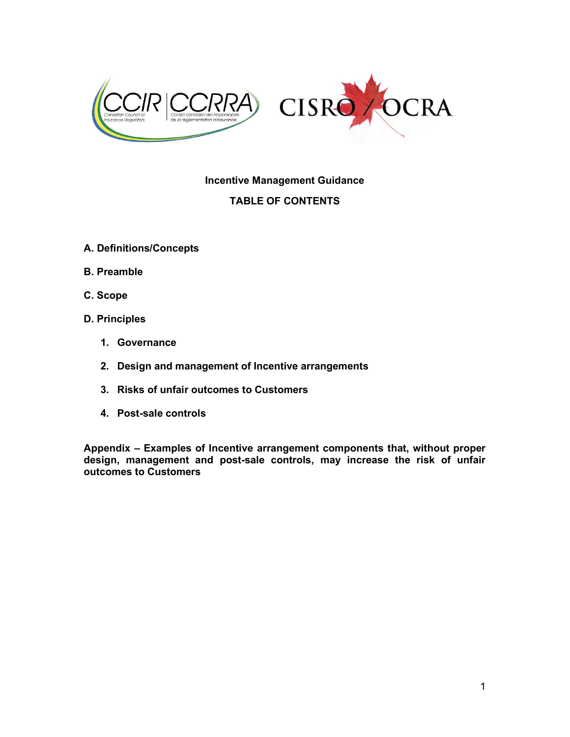**Incentive Management Guidance**

**TABLE OF CONTENTS**

**A. Definitions/Concepts**

**B. Preamble**

**C. Scope**

**D. Principles**

1. **Governance**
2. **Design and management of Incentive arrangements**
3. **Risks of unfair outcomes to Customers**
4. **Post-sale controls**

**Appendix – Examples of Incentive arrangement components that, without proper design, management and post-sale controls, may increase the risk of unfair outcomes to Customers**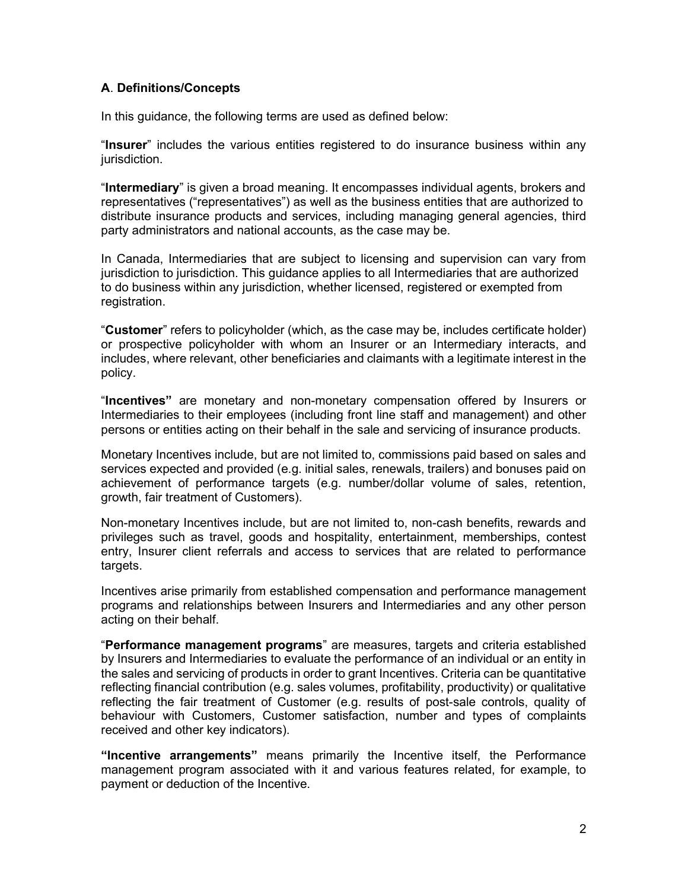### **A**. **Definitions/Concepts**

In this guidance, the following terms are used as defined below:

"**Insurer**" includes the various entities registered to do insurance business within any jurisdiction.

"**Intermediary**" is given a broad meaning. It encompasses individual agents, brokers and representatives ("representatives") as well as the business entities that are authorized to distribute insurance products and services, including managing general agencies, third party administrators and national accounts, as the case may be.

In Canada, Intermediaries that are subject to licensing and supervision can vary from jurisdiction to jurisdiction. This guidance applies to all Intermediaries that are authorized to do business within any jurisdiction, whether licensed, registered or exempted from registration.

"**Customer**" refers to policyholder (which, as the case may be, includes certificate holder) or prospective policyholder with whom an Insurer or an Intermediary interacts, and includes, where relevant, other beneficiaries and claimants with a legitimate interest in the policy.

"**Incentives"** are monetary and non-monetary compensation offered by Insurers or Intermediaries to their employees (including front line staff and management) and other persons or entities acting on their behalf in the sale and servicing of insurance products.

Monetary Incentives include, but are not limited to, commissions paid based on sales and services expected and provided (e.g. initial sales, renewals, trailers) and bonuses paid on achievement of performance targets (e.g. number/dollar volume of sales, retention, growth, fair treatment of Customers).

Non-monetary Incentives include, but are not limited to, non-cash benefits, rewards and privileges such as travel, goods and hospitality, entertainment, memberships, contest entry, Insurer client referrals and access to services that are related to performance targets.

Incentives arise primarily from established compensation and performance management programs and relationships between Insurers and Intermediaries and any other person acting on their behalf.

"**Performance management programs**" are measures, targets and criteria established by Insurers and Intermediaries to evaluate the performance of an individual or an entity in the sales and servicing of products in order to grant Incentives. Criteria can be quantitative reflecting financial contribution (e.g. sales volumes, profitability, productivity) or qualitative reflecting the fair treatment of Customer (e.g. results of post-sale controls, quality of behaviour with Customers, Customer satisfaction, number and types of complaints received and other key indicators).

**"Incentive arrangements"** means primarily the Incentive itself, the Performance management program associated with it and various features related, for example, to payment or deduction of the Incentive.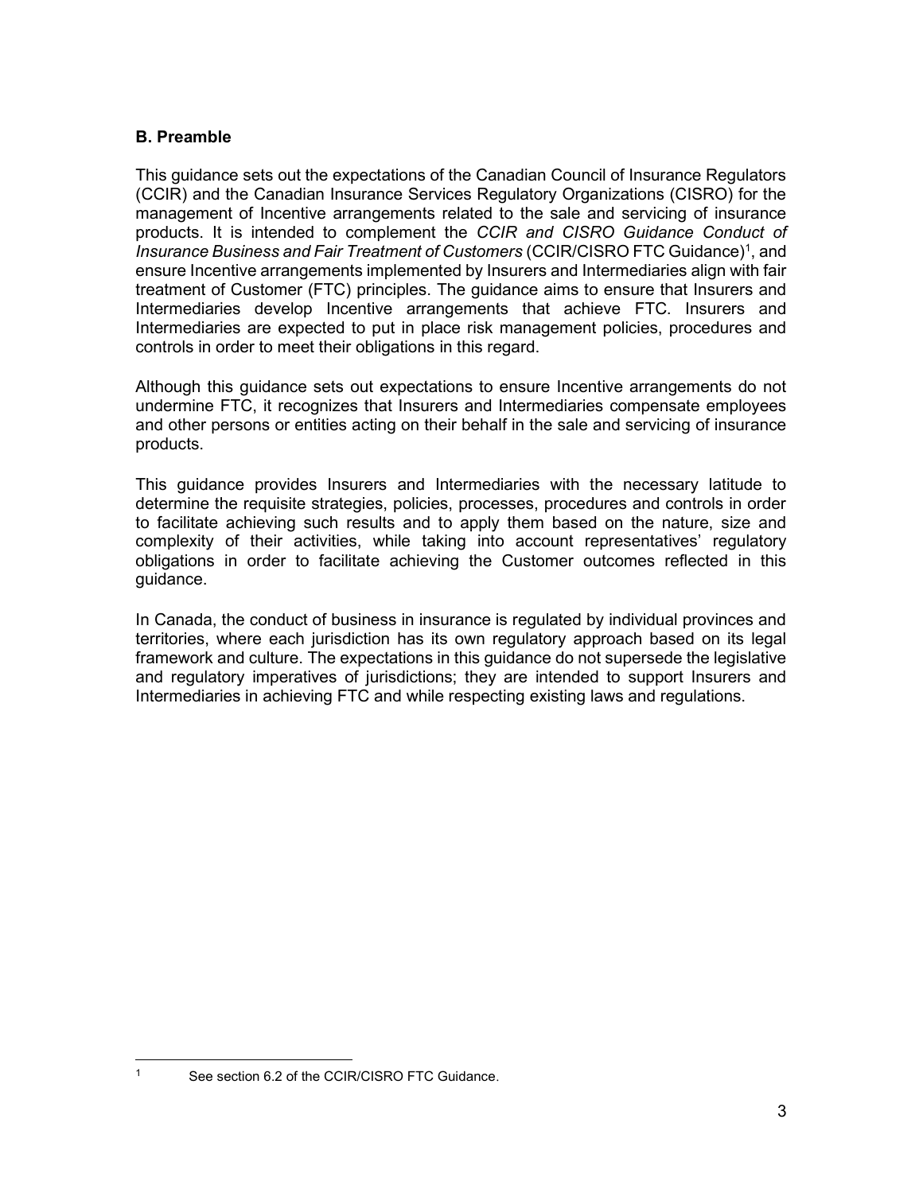## B. Preamble

This guidance sets out the expectations of the Canadian Council of Insurance Regulators (CCIR) and the Canadian Insurance Services Regulatory Organizations (CISRO) for the management of Incentive arrangements related to the sale and servicing of insurance products. It is intended to complement the *CCIR and CISRO Guidance Conduct of Insurance Business and Fair Treatment of Customers* (CCIR/CISRO FTC Guidance)[1], and ensure Incentive arrangements implemented by Insurers and Intermediaries align with fair treatment of Customer (FTC) principles. The guidance aims to ensure that Insurers and Intermediaries develop Incentive arrangements that achieve FTC. Insurers and Intermediaries are expected to put in place risk management policies, procedures and controls in order to meet their obligations in this regard.

Although this guidance sets out expectations to ensure Incentive arrangements do not undermine FTC, it recognizes that Insurers and Intermediaries compensate employees and other persons or entities acting on their behalf in the sale and servicing of insurance products.

This guidance provides Insurers and Intermediaries with the necessary latitude to determine the requisite strategies, policies, processes, procedures and controls in order to facilitate achieving such results and to apply them based on the nature, size and complexity of their activities, while taking into account representatives' regulatory obligations in order to facilitate achieving the Customer outcomes reflected in this guidance.

In Canada, the conduct of business in insurance is regulated by individual provinces and territories, where each jurisdiction has its own regulatory approach based on its legal framework and culture. The expectations in this guidance do not supersede the legislative and regulatory imperatives of jurisdictions; they are intended to support Insurers and Intermediaries in achieving FTC and while respecting existing laws and regulations.

[1] See section 6.2 of the CCIR/CISRO FTC Guidance.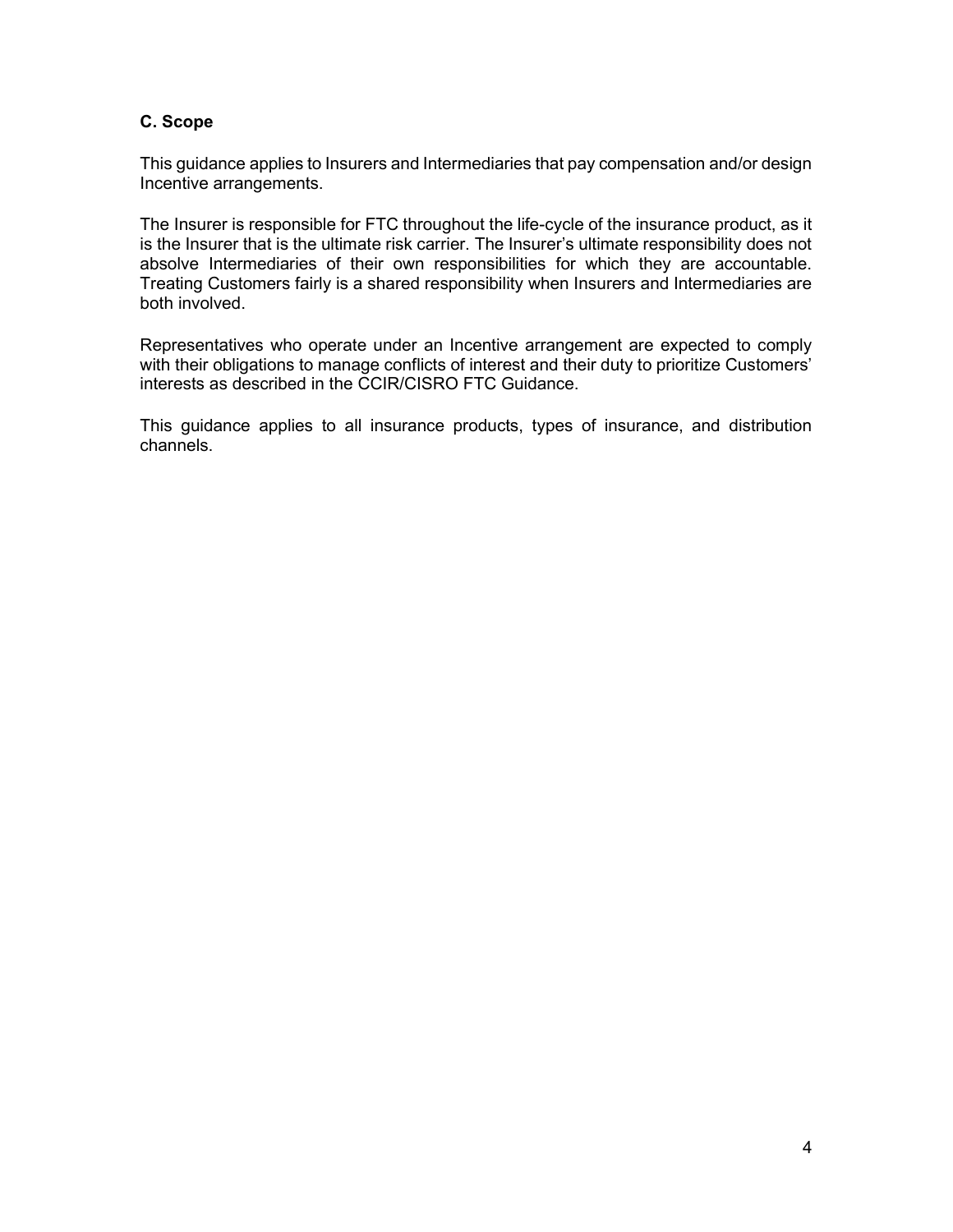### C. Scope

This guidance applies to Insurers and Intermediaries that pay compensation and/or design Incentive arrangements.

The Insurer is responsible for FTC throughout the life-cycle of the insurance product, as it is the Insurer that is the ultimate risk carrier. The Insurer's ultimate responsibility does not absolve Intermediaries of their own responsibilities for which they are accountable. Treating Customers fairly is a shared responsibility when Insurers and Intermediaries are both involved.

Representatives who operate under an Incentive arrangement are expected to comply with their obligations to manage conflicts of interest and their duty to prioritize Customers' interests as described in the CCIR/CISRO FTC Guidance.

This guidance applies to all insurance products, types of insurance, and distribution channels.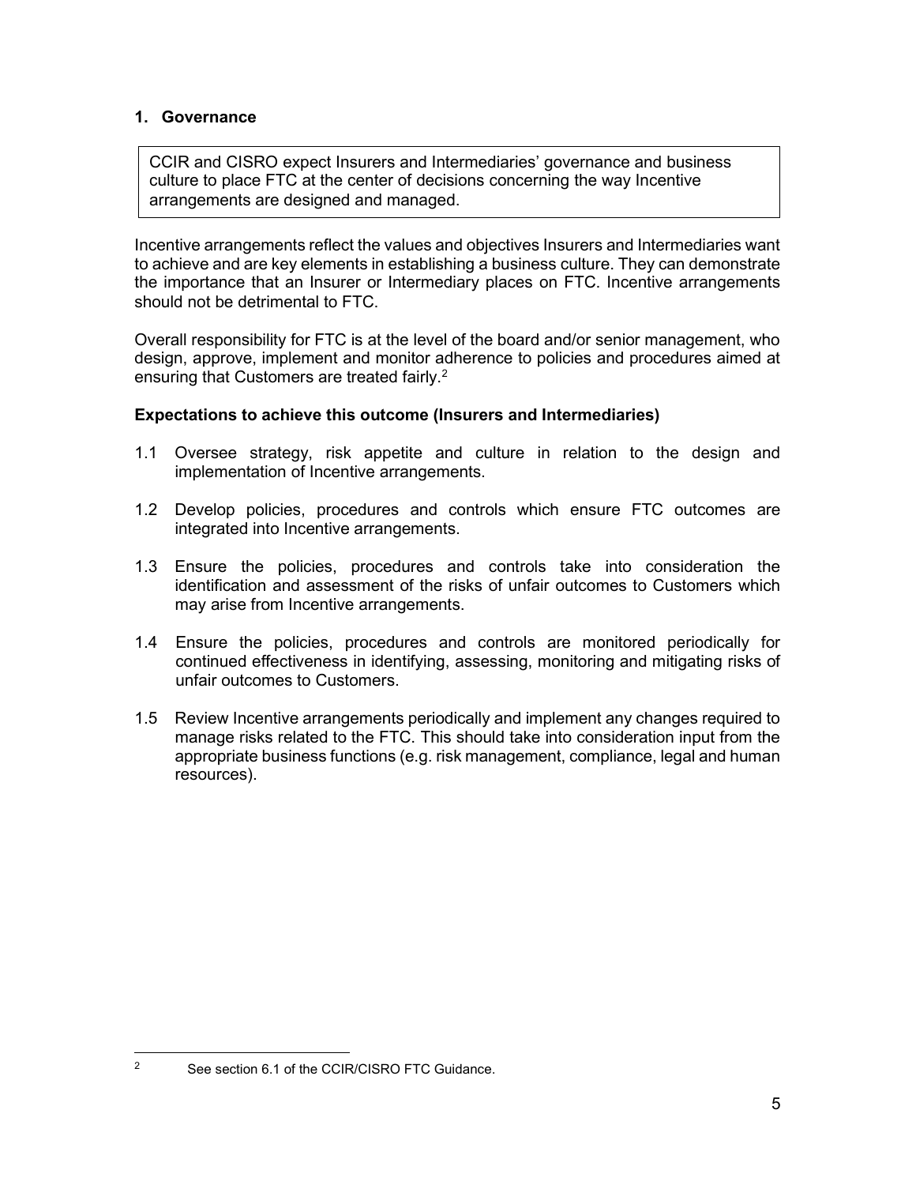## 1. Governance

CCIR and CISRO expect Insurers and Intermediaries' governance and business culture to place FTC at the center of decisions concerning the way Incentive arrangements are designed and managed.

Incentive arrangements reflect the values and objectives Insurers and Intermediaries want to achieve and are key elements in establishing a business culture. They can demonstrate the importance that an Insurer or Intermediary places on FTC. Incentive arrangements should not be detrimental to FTC.

Overall responsibility for FTC is at the level of the board and/or senior management, who design, approve, implement and monitor adherence to policies and procedures aimed at ensuring that Customers are treated fairly.[2]

### Expectations to achieve this outcome (Insurers and Intermediaries)

1.1 Oversee strategy, risk appetite and culture in relation to the design and implementation of Incentive arrangements.

1.2 Develop policies, procedures and controls which ensure FTC outcomes are integrated into Incentive arrangements.

1.3 Ensure the policies, procedures and controls take into consideration the identification and assessment of the risks of unfair outcomes to Customers which may arise from Incentive arrangements.

1.4 Ensure the policies, procedures and controls are monitored periodically for continued effectiveness in identifying, assessing, monitoring and mitigating risks of unfair outcomes to Customers.

1.5 Review Incentive arrangements periodically and implement any changes required to manage risks related to the FTC. This should take into consideration input from the appropriate business functions (e.g. risk management, compliance, legal and human resources).

[2] See section 6.1 of the CCIR/CISRO FTC Guidance.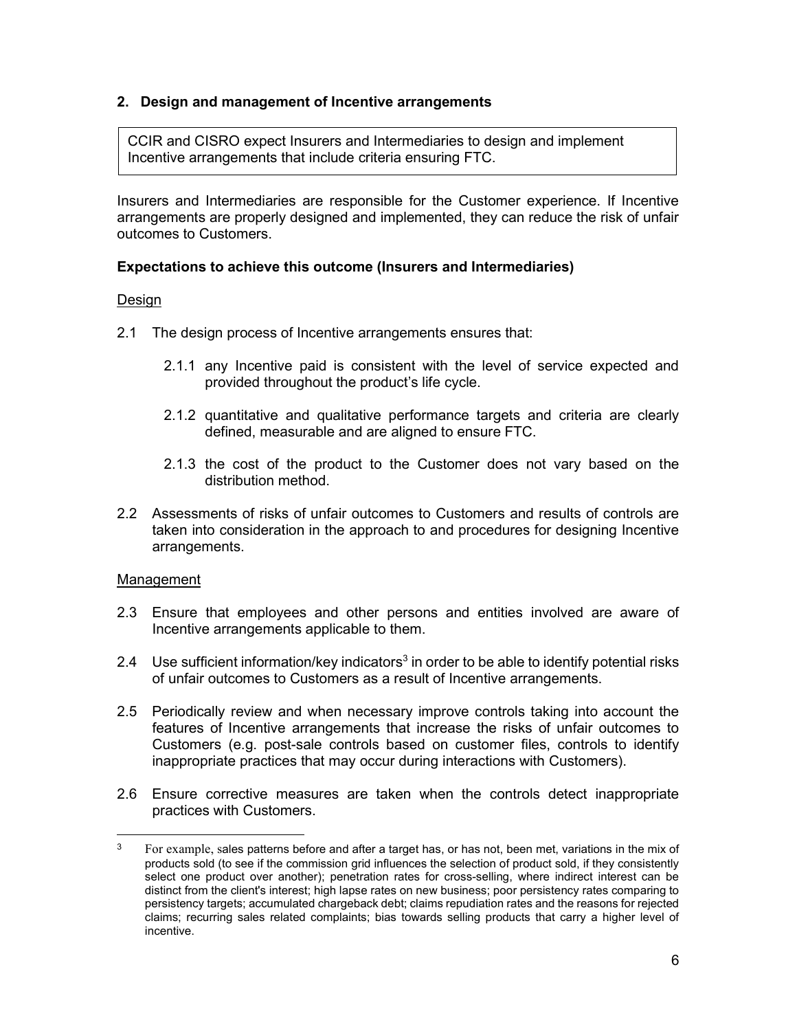## 2. Design and management of Incentive arrangements

CCIR and CISRO expect Insurers and Intermediaries to design and implement Incentive arrangements that include criteria ensuring FTC.

Insurers and Intermediaries are responsible for the Customer experience. If Incentive arrangements are properly designed and implemented, they can reduce the risk of unfair outcomes to Customers.

### Expectations to achieve this outcome (Insurers and Intermediaries)

Design

2.1 The design process of Incentive arrangements ensures that:

2.1.1 any Incentive paid is consistent with the level of service expected and provided throughout the product's life cycle.

2.1.2 quantitative and qualitative performance targets and criteria are clearly defined, measurable and are aligned to ensure FTC.

2.1.3 the cost of the product to the Customer does not vary based on the distribution method.

2.2 Assessments of risks of unfair outcomes to Customers and results of controls are taken into consideration in the approach to and procedures for designing Incentive arrangements.

Management

2.3 Ensure that employees and other persons and entities involved are aware of Incentive arrangements applicable to them.

2.4 Use sufficient information/key indicators[3] in order to be able to identify potential risks of unfair outcomes to Customers as a result of Incentive arrangements.

2.5 Periodically review and when necessary improve controls taking into account the features of Incentive arrangements that increase the risks of unfair outcomes to Customers (e.g. post-sale controls based on customer files, controls to identify inappropriate practices that may occur during interactions with Customers).

2.6 Ensure corrective measures are taken when the controls detect inappropriate practices with Customers.

---

[3] For example, sales patterns before and after a target has, or has not, been met, variations in the mix of products sold (to see if the commission grid influences the selection of product sold, if they consistently select one product over another); penetration rates for cross-selling, where indirect interest can be distinct from the client's interest; high lapse rates on new business; poor persistency rates comparing to persistency targets; accumulated chargeback debt; claims repudiation rates and the reasons for rejected claims; recurring sales related complaints; bias towards selling products that carry a higher level of incentive.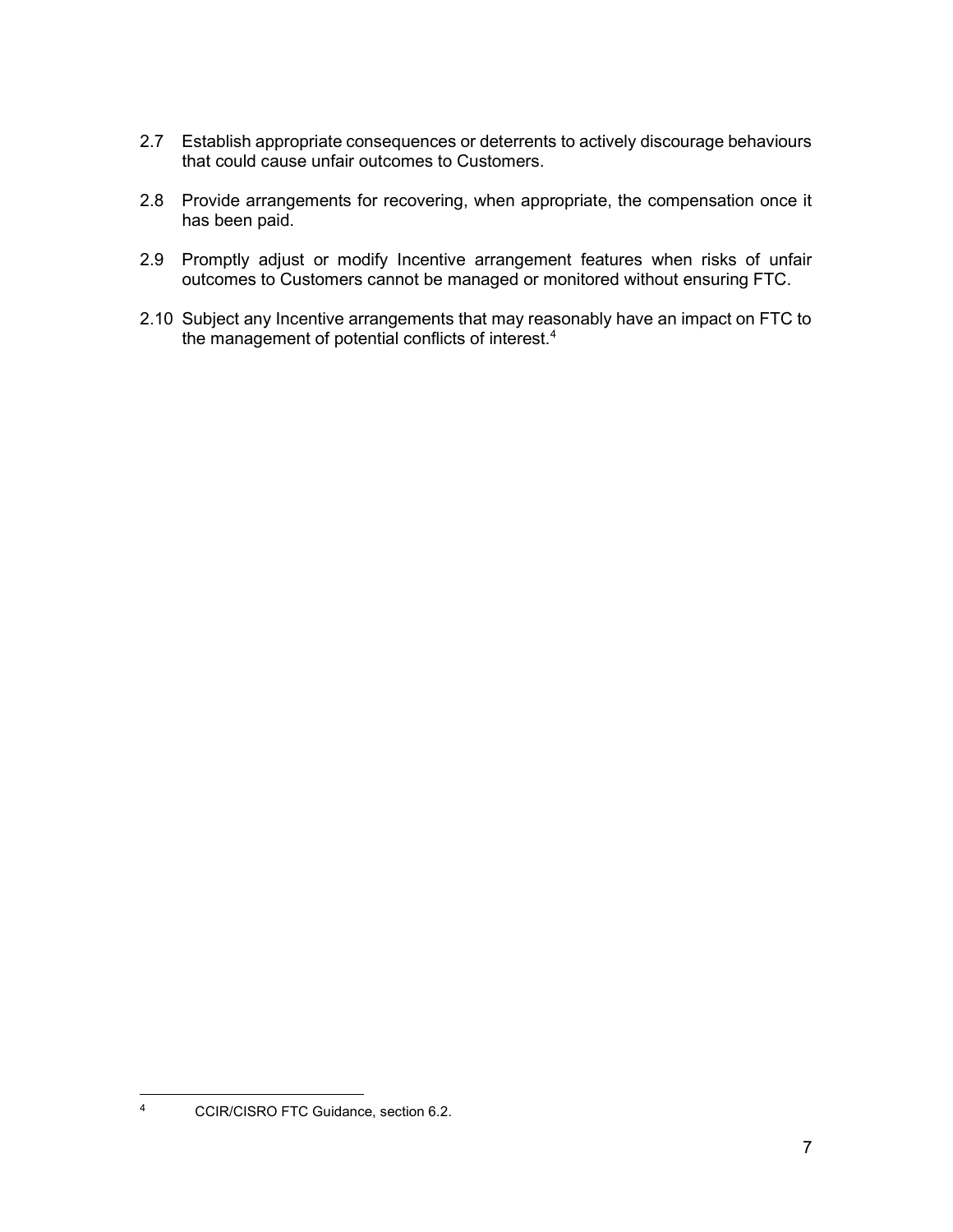2.7 Establish appropriate consequences or deterrents to actively discourage behaviours that could cause unfair outcomes to Customers.

2.8 Provide arrangements for recovering, when appropriate, the compensation once it has been paid.

2.9 Promptly adjust or modify Incentive arrangement features when risks of unfair outcomes to Customers cannot be managed or monitored without ensuring FTC.

2.10 Subject any Incentive arrangements that may reasonably have an impact on FTC to the management of potential conflicts of interest.[4]

---

[4] CCIR/CISRO FTC Guidance, section 6.2.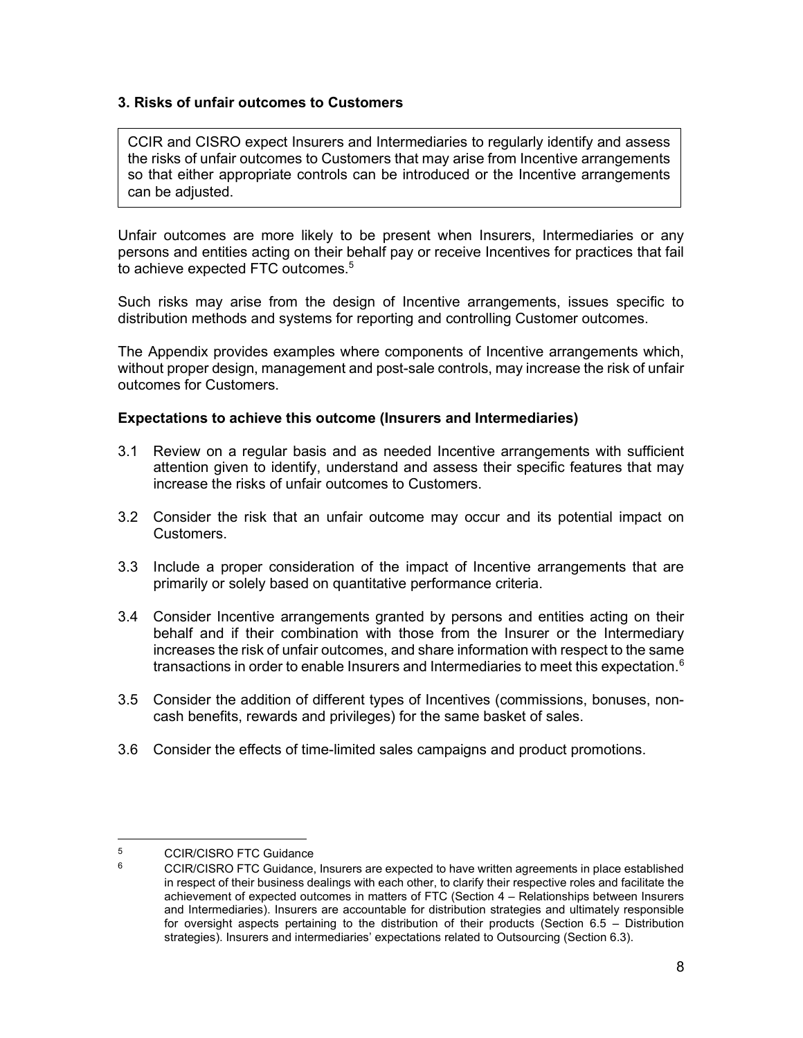## 3. Risks of unfair outcomes to Customers

> CCIR and CISRO expect Insurers and Intermediaries to regularly identify and assess the risks of unfair outcomes to Customers that may arise from Incentive arrangements so that either appropriate controls can be introduced or the Incentive arrangements can be adjusted.

Unfair outcomes are more likely to be present when Insurers, Intermediaries or any persons and entities acting on their behalf pay or receive Incentives for practices that fail to achieve expected FTC outcomes.[5]

Such risks may arise from the design of Incentive arrangements, issues specific to distribution methods and systems for reporting and controlling Customer outcomes.

The Appendix provides examples where components of Incentive arrangements which, without proper design, management and post-sale controls, may increase the risk of unfair outcomes for Customers.

### Expectations to achieve this outcome (Insurers and Intermediaries)

3.1 Review on a regular basis and as needed Incentive arrangements with sufficient attention given to identify, understand and assess their specific features that may increase the risks of unfair outcomes to Customers.

3.2 Consider the risk that an unfair outcome may occur and its potential impact on Customers.

3.3 Include a proper consideration of the impact of Incentive arrangements that are primarily or solely based on quantitative performance criteria.

3.4 Consider Incentive arrangements granted by persons and entities acting on their behalf and if their combination with those from the Insurer or the Intermediary increases the risk of unfair outcomes, and share information with respect to the same transactions in order to enable Insurers and Intermediaries to meet this expectation.[6]

3.5 Consider the addition of different types of Incentives (commissions, bonuses, non-cash benefits, rewards and privileges) for the same basket of sales.

3.6 Consider the effects of time-limited sales campaigns and product promotions.

---

[5] CCIR/CISRO FTC Guidance

[6] CCIR/CISRO FTC Guidance, Insurers are expected to have written agreements in place established in respect of their business dealings with each other, to clarify their respective roles and facilitate the achievement of expected outcomes in matters of FTC (Section 4 – Relationships between Insurers and Intermediaries). Insurers are accountable for distribution strategies and ultimately responsible for oversight aspects pertaining to the distribution of their products (Section 6.5 – Distribution strategies). Insurers and intermediaries' expectations related to Outsourcing (Section 6.3).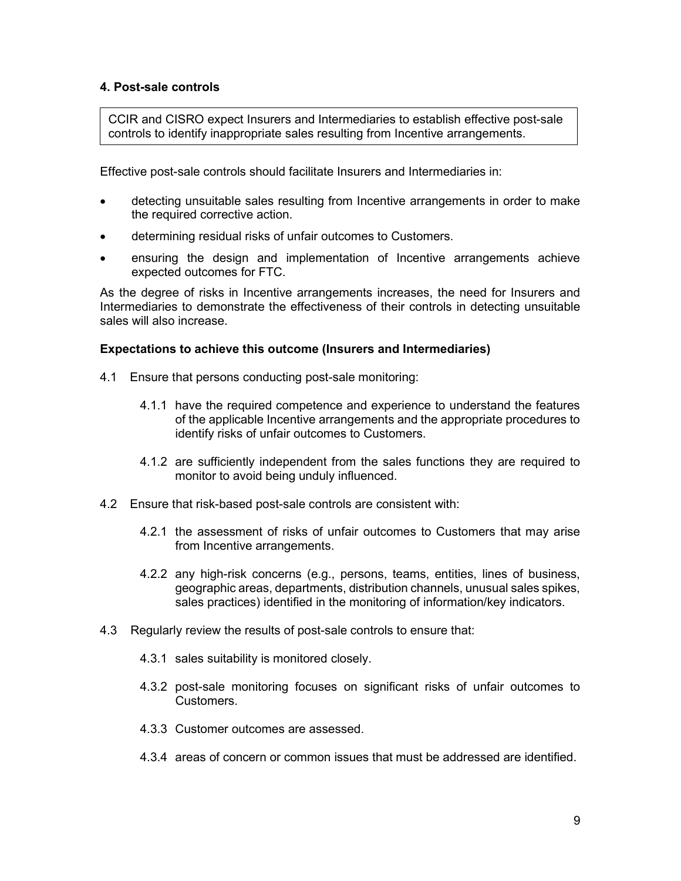## 4. Post-sale controls

CCIR and CISRO expect Insurers and Intermediaries to establish effective post-sale controls to identify inappropriate sales resulting from Incentive arrangements.

Effective post-sale controls should facilitate Insurers and Intermediaries in:

- detecting unsuitable sales resulting from Incentive arrangements in order to make the required corrective action.
- determining residual risks of unfair outcomes to Customers.
- ensuring the design and implementation of Incentive arrangements achieve expected outcomes for FTC.

As the degree of risks in Incentive arrangements increases, the need for Insurers and Intermediaries to demonstrate the effectiveness of their controls in detecting unsuitable sales will also increase.

**Expectations to achieve this outcome (Insurers and Intermediaries)**

4.1 Ensure that persons conducting post-sale monitoring:

4.1.1 have the required competence and experience to understand the features of the applicable Incentive arrangements and the appropriate procedures to identify risks of unfair outcomes to Customers.

4.1.2 are sufficiently independent from the sales functions they are required to monitor to avoid being unduly influenced.

4.2 Ensure that risk-based post-sale controls are consistent with:

4.2.1 the assessment of risks of unfair outcomes to Customers that may arise from Incentive arrangements.

4.2.2 any high-risk concerns (e.g., persons, teams, entities, lines of business, geographic areas, departments, distribution channels, unusual sales spikes, sales practices) identified in the monitoring of information/key indicators.

4.3 Regularly review the results of post-sale controls to ensure that:

4.3.1 sales suitability is monitored closely.

4.3.2 post-sale monitoring focuses on significant risks of unfair outcomes to Customers.

4.3.3 Customer outcomes are assessed.

4.3.4 areas of concern or common issues that must be addressed are identified.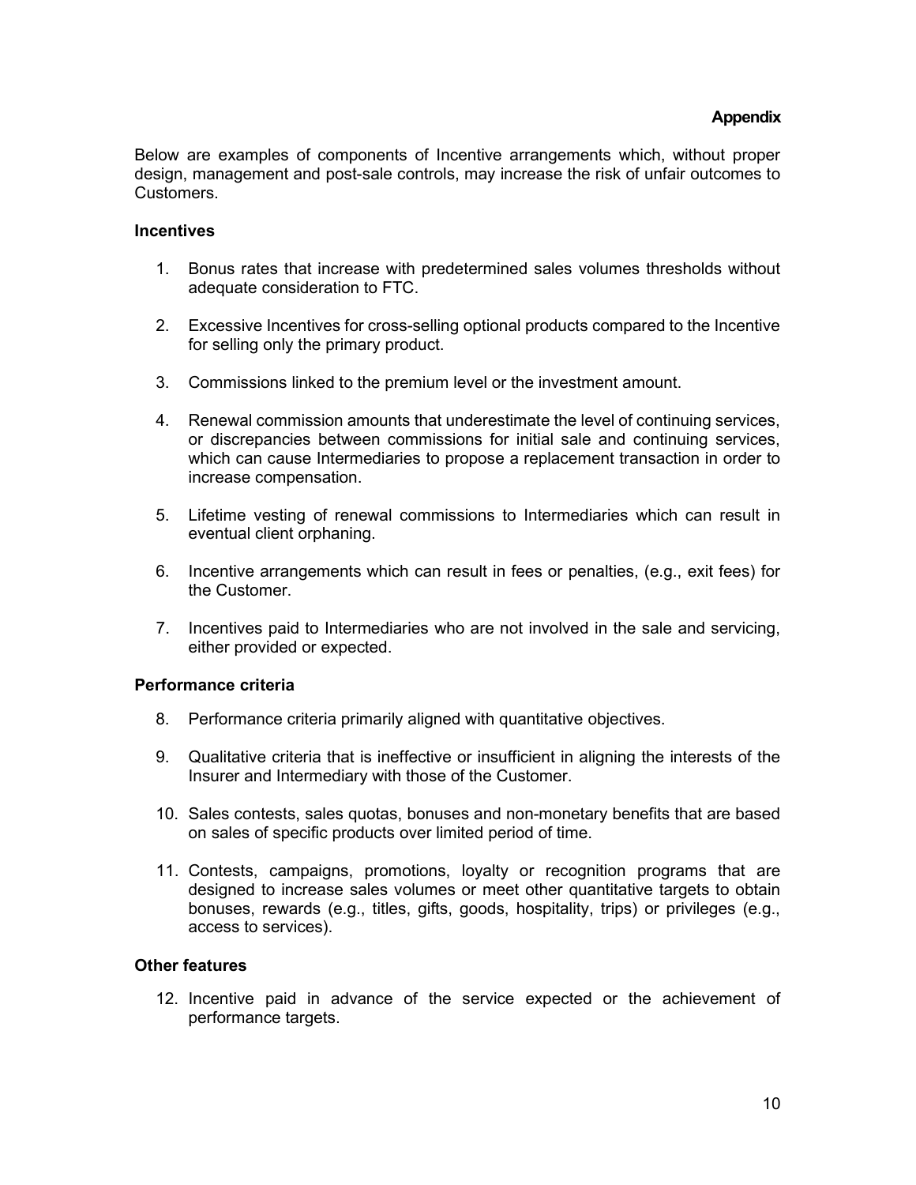**Appendix**

Below are examples of components of Incentive arrangements which, without proper design, management and post-sale controls, may increase the risk of unfair outcomes to Customers.

**Incentives**

1. Bonus rates that increase with predetermined sales volumes thresholds without adequate consideration to FTC.

2. Excessive Incentives for cross-selling optional products compared to the Incentive for selling only the primary product.

3. Commissions linked to the premium level or the investment amount.

4. Renewal commission amounts that underestimate the level of continuing services, or discrepancies between commissions for initial sale and continuing services, which can cause Intermediaries to propose a replacement transaction in order to increase compensation.

5. Lifetime vesting of renewal commissions to Intermediaries which can result in eventual client orphaning.

6. Incentive arrangements which can result in fees or penalties, (e.g., exit fees) for the Customer.

7. Incentives paid to Intermediaries who are not involved in the sale and servicing, either provided or expected.

**Performance criteria**

8. Performance criteria primarily aligned with quantitative objectives.

9. Qualitative criteria that is ineffective or insufficient in aligning the interests of the Insurer and Intermediary with those of the Customer.

10. Sales contests, sales quotas, bonuses and non-monetary benefits that are based on sales of specific products over limited period of time.

11. Contests, campaigns, promotions, loyalty or recognition programs that are designed to increase sales volumes or meet other quantitative targets to obtain bonuses, rewards (e.g., titles, gifts, goods, hospitality, trips) or privileges (e.g., access to services).

**Other features**

12. Incentive paid in advance of the service expected or the achievement of performance targets.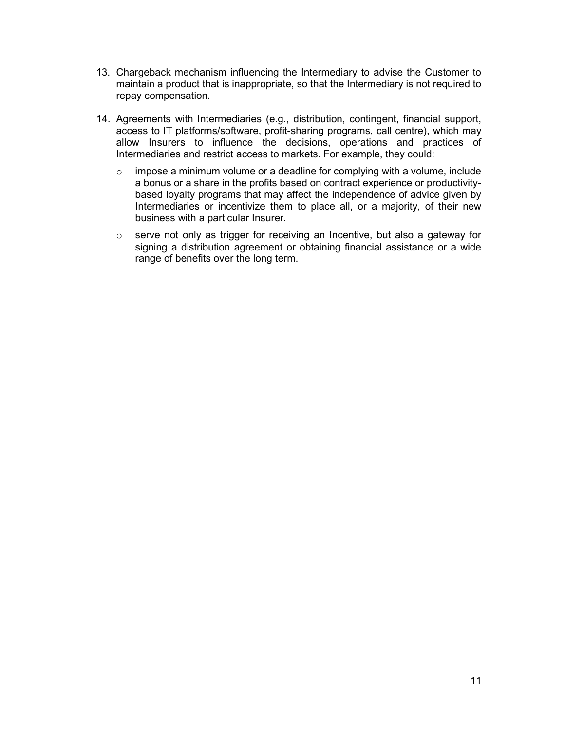13. Chargeback mechanism influencing the Intermediary to advise the Customer to maintain a product that is inappropriate, so that the Intermediary is not required to repay compensation.

14. Agreements with Intermediaries (e.g., distribution, contingent, financial support, access to IT platforms/software, profit-sharing programs, call centre), which may allow Insurers to influence the decisions, operations and practices of Intermediaries and restrict access to markets. For example, they could:

    - impose a minimum volume or a deadline for complying with a volume, include a bonus or a share in the profits based on contract experience or productivity-based loyalty programs that may affect the independence of advice given by Intermediaries or incentivize them to place all, or a majority, of their new business with a particular Insurer.

    - serve not only as trigger for receiving an Incentive, but also a gateway for signing a distribution agreement or obtaining financial assistance or a wide range of benefits over the long term.